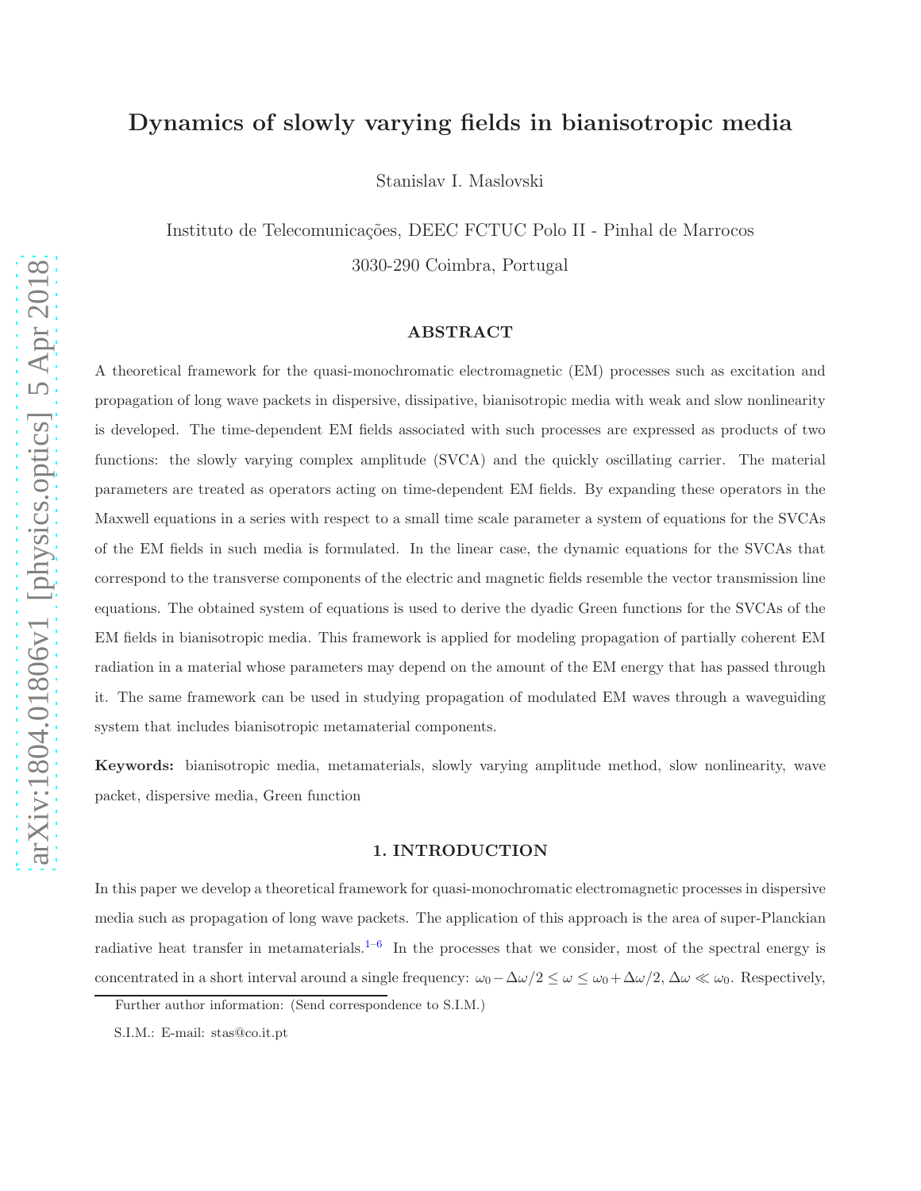# Dynamics of slowly varying fields in bianisotropic media

Stanislav I. Maslovski

Instituto de Telecomunicações, DEEC FCTUC Polo II - Pinhal de Marrocos

3030-290 Coimbra, Portugal

## ABSTRACT

A theoretical framework for the quasi-monochromatic electromagnetic (EM) processes such as excitation and propagation of long wave packets in dispersive, dissipative, bianisotropic media with weak and slow nonlinearity is developed. The time-dependent EM fields associated with such processes are expressed as products of two functions: the slowly varying complex amplitude (SVCA) and the quickly oscillating carrier. The material parameters are treated as operators acting on time-dependent EM fields. By expanding these operators in the Maxwell equations in a series with respect to a small time scale parameter a system of equations for the SVCAs of the EM fields in such media is formulated. In the linear case, the dynamic equations for the SVCAs that correspond to the transverse components of the electric and magnetic fields resemble the vector transmission line equations. The obtained system of equations is used to derive the dyadic Green functions for the SVCAs of the EM fields in bianisotropic media. This framework is applied for modeling propagation of partially coherent EM radiation in a material whose parameters may depend on the amount of the EM energy that has passed through it. The same framework can be used in studying propagation of modulated EM waves through a waveguiding system that includes bianisotropic metamaterial components.

**Keywords:** bianisotropic media, metamaterials, slowly varying amplitude method, slow nonlinearity, wave packet, dispersive media, Green function

## 1. INTRODUCTION

In this paper we develop a theoretical framework for quasi-monochromatic electromagnetic processes in dispersive media such as propagation of long wave packets. The application of this approach is the area of super-Planckian radiative heat transfer in metamaterials.[1–6] In the processes that we consider, most of the spectral energy is concentrated in a short interval around a single frequency: $\omega_0 - \Delta\omega/2 \leq \omega \leq \omega_0 + \Delta\omega/2$, $\Delta\omega \ll \omega_0$. Respectively,

Further author information: (Send correspondence to S.I.M.)

S.I.M.: E-mail: stas@co.it.pt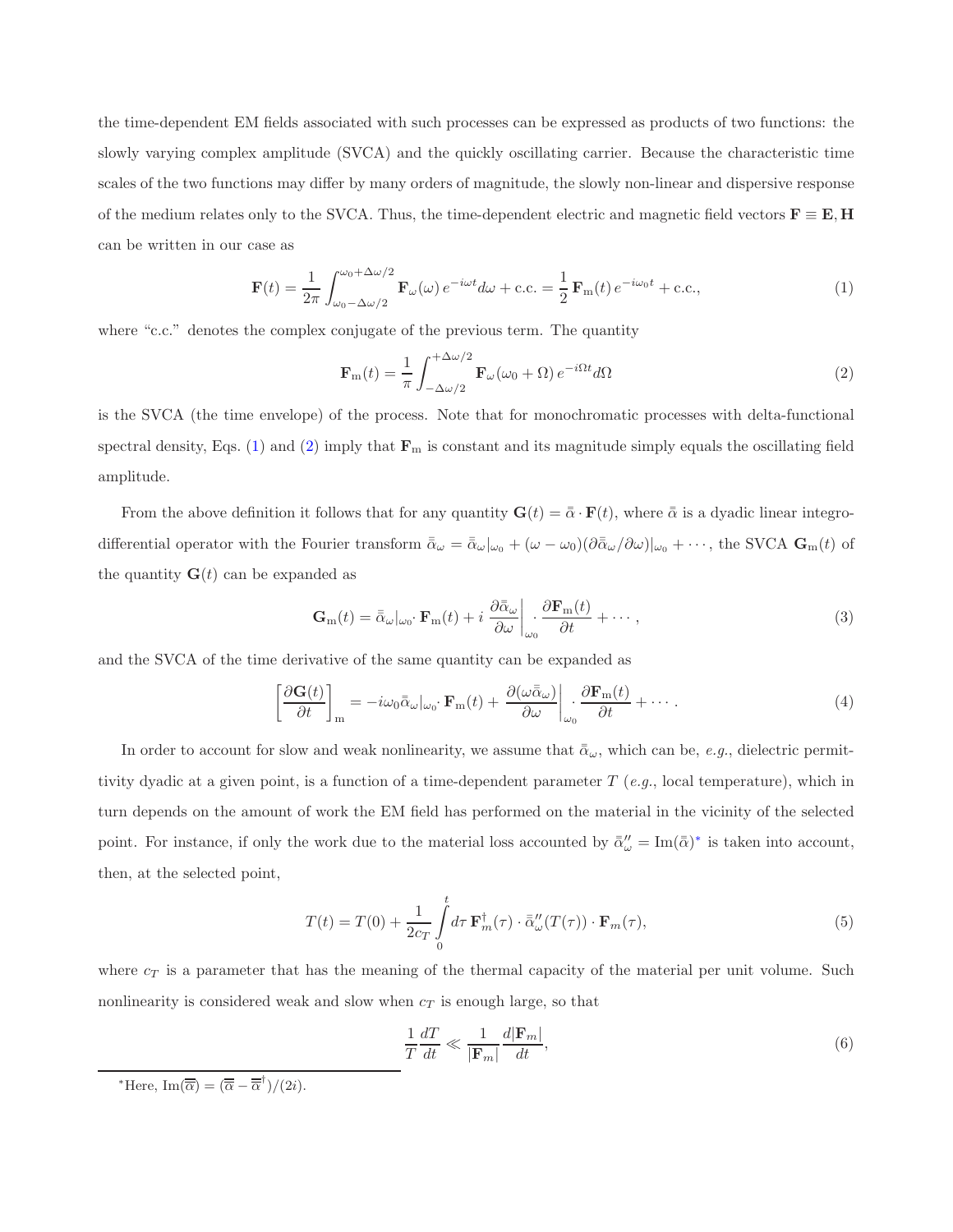the time-dependent EM fields associated with such processes can be expressed as products of two functions: the slowly varying complex amplitude (SVCA) and the quickly oscillating carrier. Because the characteristic time scales of the two functions may differ by many orders of magnitude, the slowly non-linear and dispersive response of the medium relates only to the SVCA. Thus, the time-dependent electric and magnetic field vectors $\mathbf{F} \equiv \mathbf{E}, \mathbf{H}$ can be written in our case as

$$\mathbf{F}(t) = \frac{1}{2\pi} \int_{\omega_0 - \Delta\omega/2}^{\omega_0 + \Delta\omega/2} \mathbf{F}_\omega(\omega)\, e^{-i\omega t} d\omega + \text{c.c.} = \frac{1}{2}\, \mathbf{F}_\text{m}(t)\, e^{-i\omega_0 t} + \text{c.c.}, \tag{1}$$

where "c.c." denotes the complex conjugate of the previous term. The quantity

$$\mathbf{F}_\text{m}(t) = \frac{1}{\pi} \int_{-\Delta\omega/2}^{+\Delta\omega/2} \mathbf{F}_\omega(\omega_0 + \Omega)\, e^{-i\Omega t} d\Omega \tag{2}$$

is the SVCA (the time envelope) of the process. Note that for monochromatic processes with delta-functional spectral density, Eqs. (1) and (2) imply that $\mathbf{F}_\text{m}$ is constant and its magnitude simply equals the oscillating field amplitude.

From the above definition it follows that for any quantity $\mathbf{G}(t) = \bar{\bar{\alpha}} \cdot \mathbf{F}(t)$, where $\bar{\bar{\alpha}}$ is a dyadic linear integro-differential operator with the Fourier transform $\bar{\bar{\alpha}}_\omega = \bar{\bar{\alpha}}_\omega|_{\omega_0} + (\omega - \omega_0)(\partial \bar{\bar{\alpha}}_\omega / \partial \omega)|_{\omega_0} + \cdots$, the SVCA $\mathbf{G}_\text{m}(t)$ of the quantity $\mathbf{G}(t)$ can be expanded as

$$\mathbf{G}_\text{m}(t) = \bar{\bar{\alpha}}_\omega|_{\omega_0} \cdot \mathbf{F}_\text{m}(t) + i\, \frac{\partial \bar{\bar{\alpha}}_\omega}{\partial \omega}\bigg|_{\omega_0} \cdot \frac{\partial \mathbf{F}_\text{m}(t)}{\partial t} + \cdots, \tag{3}$$

and the SVCA of the time derivative of the same quantity can be expanded as

$$\left[\frac{\partial \mathbf{G}(t)}{\partial t}\right]_\text{m} = -i\omega_0 \bar{\bar{\alpha}}_\omega|_{\omega_0} \cdot \mathbf{F}_\text{m}(t) + \frac{\partial(\omega \bar{\bar{\alpha}}_\omega)}{\partial \omega}\bigg|_{\omega_0} \cdot \frac{\partial \mathbf{F}_\text{m}(t)}{\partial t} + \cdots. \tag{4}$$

In order to account for slow and weak nonlinearity, we assume that $\bar{\bar{\alpha}}_\omega$, which can be, *e.g.*, dielectric permittivity dyadic at a given point, is a function of a time-dependent parameter $T$ (*e.g.*, local temperature), which in turn depends on the amount of work the EM field has performed on the material in the vicinity of the selected point. For instance, if only the work due to the material loss accounted by $\bar{\bar{\alpha}}''_\omega = \text{Im}(\bar{\bar{\alpha}})$* is taken into account, then, at the selected point,

$$T(t) = T(0) + \frac{1}{2c_T} \int_0^t d\tau\, \mathbf{F}_m^\dagger(\tau) \cdot \bar{\bar{\alpha}}''_\omega(T(\tau)) \cdot \mathbf{F}_m(\tau), \tag{5}$$

where $c_T$ is a parameter that has the meaning of the thermal capacity of the material per unit volume. Such nonlinearity is considered weak and slow when $c_T$ is enough large, so that

$$\frac{1}{T}\frac{dT}{dt} \ll \frac{1}{|\mathbf{F}_m|}\frac{d|\mathbf{F}_m|}{dt}, \tag{6}$$

*Here, $\text{Im}(\overline{\overline{\alpha}}) = (\overline{\overline{\alpha}} - \overline{\overline{\alpha}}^\dagger)/(2i)$.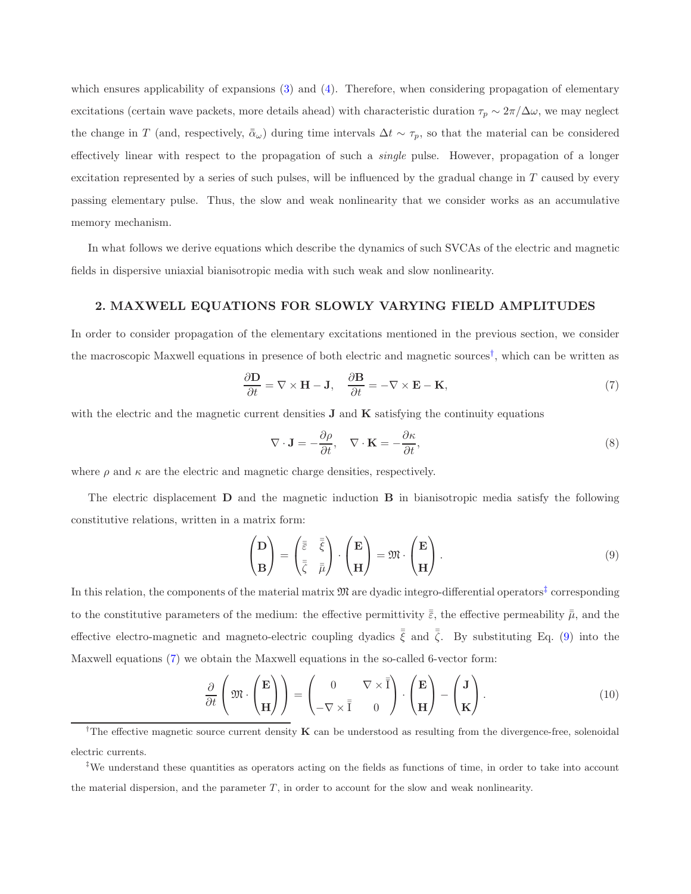which ensures applicability of expansions (3) and (4). Therefore, when considering propagation of elementary excitations (certain wave packets, more details ahead) with characteristic duration $\tau_p \sim 2\pi/\Delta\omega$, we may neglect the change in $T$ (and, respectively, $\bar{\bar{\alpha}}_\omega$) during time intervals $\Delta t \sim \tau_p$, so that the material can be considered effectively linear with respect to the propagation of such a *single* pulse. However, propagation of a longer excitation represented by a series of such pulses, will be influenced by the gradual change in $T$ caused by every passing elementary pulse. Thus, the slow and weak nonlinearity that we consider works as an accumulative memory mechanism.

In what follows we derive equations which describe the dynamics of such SVCAs of the electric and magnetic fields in dispersive uniaxial bianisotropic media with such weak and slow nonlinearity.

## 2. MAXWELL EQUATIONS FOR SLOWLY VARYING FIELD AMPLITUDES

In order to consider propagation of the elementary excitations mentioned in the previous section, we consider the macroscopic Maxwell equations in presence of both electric and magnetic sources[†], which can be written as

$$\frac{\partial \mathbf{D}}{\partial t} = \nabla \times \mathbf{H} - \mathbf{J}, \quad \frac{\partial \mathbf{B}}{\partial t} = -\nabla \times \mathbf{E} - \mathbf{K}, \tag{7}$$

with the electric and the magnetic current densities $\mathbf{J}$ and $\mathbf{K}$ satisfying the continuity equations

$$\nabla \cdot \mathbf{J} = -\frac{\partial \rho}{\partial t}, \quad \nabla \cdot \mathbf{K} = -\frac{\partial \kappa}{\partial t}, \tag{8}$$

where $\rho$ and $\kappa$ are the electric and magnetic charge densities, respectively.

The electric displacement $\mathbf{D}$ and the magnetic induction $\mathbf{B}$ in bianisotropic media satisfy the following constitutive relations, written in a matrix form:

$$\begin{pmatrix} \mathbf{D} \\ \mathbf{B} \end{pmatrix} = \begin{pmatrix} \bar{\bar{\varepsilon}} & \bar{\bar{\xi}} \\ \bar{\bar{\zeta}} & \bar{\bar{\mu}} \end{pmatrix} \cdot \begin{pmatrix} \mathbf{E} \\ \mathbf{H} \end{pmatrix} = \mathfrak{M} \cdot \begin{pmatrix} \mathbf{E} \\ \mathbf{H} \end{pmatrix}. \tag{9}$$

In this relation, the components of the material matrix $\mathfrak{M}$ are dyadic integro-differential operators[‡] corresponding to the constitutive parameters of the medium: the effective permittivity $\bar{\bar{\varepsilon}}$, the effective permeability $\bar{\bar{\mu}}$, and the effective electro-magnetic and magneto-electric coupling dyadics $\bar{\bar{\xi}}$ and $\bar{\bar{\zeta}}$. By substituting Eq. (9) into the Maxwell equations (7) we obtain the Maxwell equations in the so-called 6-vector form:

$$\frac{\partial}{\partial t}\left( \mathfrak{M} \cdot \begin{pmatrix} \mathbf{E} \\ \mathbf{H} \end{pmatrix} \right) = \begin{pmatrix} 0 & \nabla \times \bar{\bar{\mathrm{I}}} \\ -\nabla \times \bar{\bar{\mathrm{I}}} & 0 \end{pmatrix} \cdot \begin{pmatrix} \mathbf{E} \\ \mathbf{H} \end{pmatrix} - \begin{pmatrix} \mathbf{J} \\ \mathbf{K} \end{pmatrix}. \tag{10}$$

---

[†]The effective magnetic source current density $\mathbf{K}$ can be understood as resulting from the divergence-free, solenoidal electric currents.

[‡]We understand these quantities as operators acting on the fields as functions of time, in order to take into account the material dispersion, and the parameter $T$, in order to account for the slow and weak nonlinearity.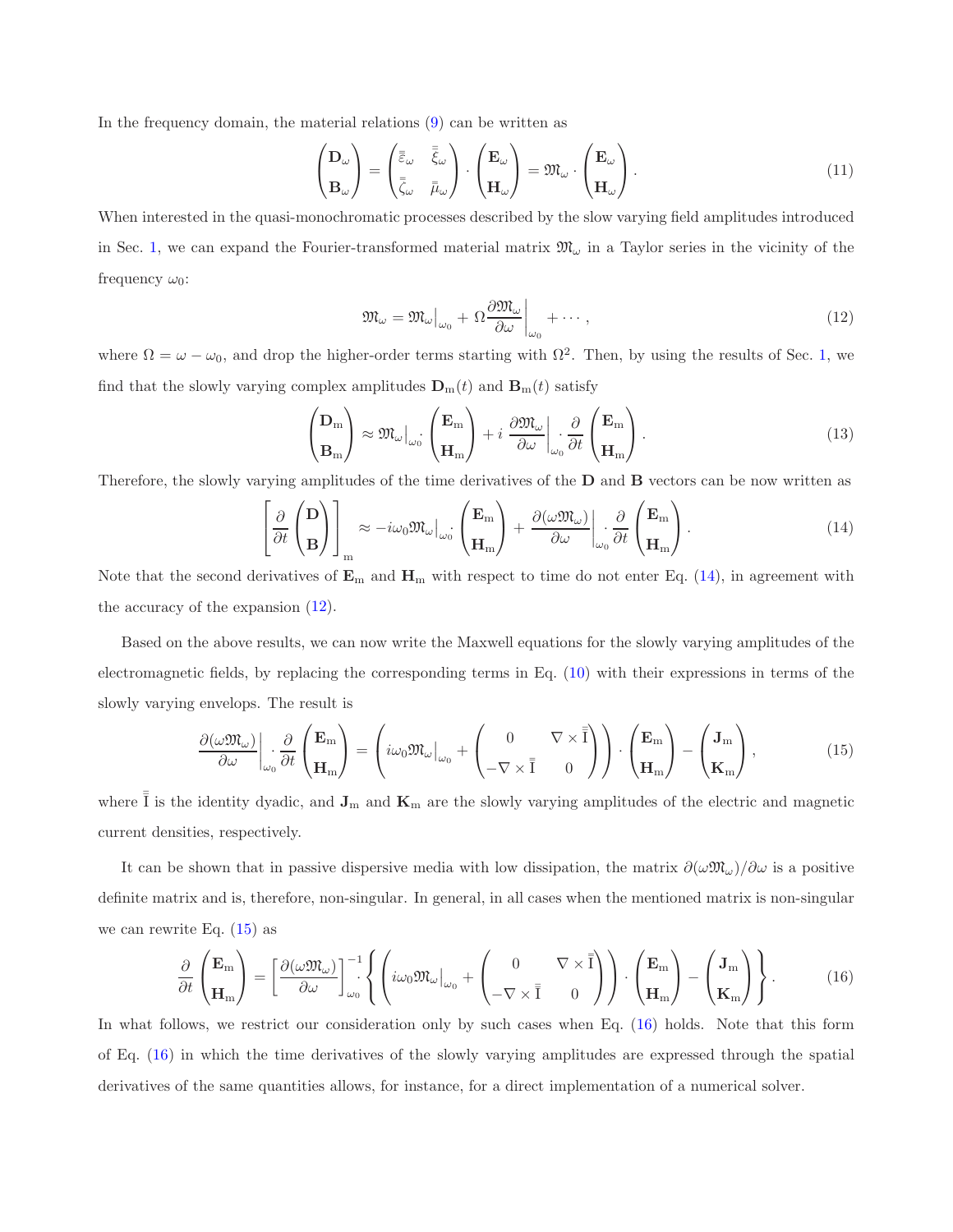In the frequency domain, the material relations (9) can be written as

$$\begin{pmatrix} \mathbf{D}_\omega \\ \mathbf{B}_\omega \end{pmatrix} = \begin{pmatrix} \bar{\bar{\varepsilon}}_\omega & \bar{\bar{\xi}}_\omega \\ \bar{\bar{\zeta}}_\omega & \bar{\bar{\mu}}_\omega \end{pmatrix} \cdot \begin{pmatrix} \mathbf{E}_\omega \\ \mathbf{H}_\omega \end{pmatrix} = \mathfrak{M}_\omega \cdot \begin{pmatrix} \mathbf{E}_\omega \\ \mathbf{H}_\omega \end{pmatrix}. \tag{11}$$

When interested in the quasi-monochromatic processes described by the slow varying field amplitudes introduced in Sec. 1, we can expand the Fourier-transformed material matrix $\mathfrak{M}_\omega$ in a Taylor series in the vicinity of the frequency $\omega_0$:

$$\mathfrak{M}_\omega = \mathfrak{M}_\omega\big|_{\omega_0} + \Omega \frac{\partial \mathfrak{M}_\omega}{\partial \omega}\bigg|_{\omega_0} + \cdots, \tag{12}$$

where $\Omega = \omega - \omega_0$, and drop the higher-order terms starting with $\Omega^2$. Then, by using the results of Sec. 1, we find that the slowly varying complex amplitudes $\mathbf{D}_\mathrm{m}(t)$ and $\mathbf{B}_\mathrm{m}(t)$ satisfy

$$\begin{pmatrix} \mathbf{D}_\mathrm{m} \\ \mathbf{B}_\mathrm{m} \end{pmatrix} \approx \mathfrak{M}_\omega\big|_{\omega_0} \cdot \begin{pmatrix} \mathbf{E}_\mathrm{m} \\ \mathbf{H}_\mathrm{m} \end{pmatrix} + i \left.\frac{\partial \mathfrak{M}_\omega}{\partial \omega}\right|_{\omega_0} \cdot \frac{\partial}{\partial t} \begin{pmatrix} \mathbf{E}_\mathrm{m} \\ \mathbf{H}_\mathrm{m} \end{pmatrix}. \tag{13}$$

Therefore, the slowly varying amplitudes of the time derivatives of the $\mathbf{D}$ and $\mathbf{B}$ vectors can be now written as

$$\left[\frac{\partial}{\partial t} \begin{pmatrix} \mathbf{D} \\ \mathbf{B} \end{pmatrix}\right]_\mathrm{m} \approx -i\omega_0 \mathfrak{M}_\omega\big|_{\omega_0} \cdot \begin{pmatrix} \mathbf{E}_\mathrm{m} \\ \mathbf{H}_\mathrm{m} \end{pmatrix} + \left.\frac{\partial(\omega \mathfrak{M}_\omega)}{\partial \omega}\right|_{\omega_0} \cdot \frac{\partial}{\partial t} \begin{pmatrix} \mathbf{E}_\mathrm{m} \\ \mathbf{H}_\mathrm{m} \end{pmatrix}. \tag{14}$$

Note that the second derivatives of $\mathbf{E}_\mathrm{m}$ and $\mathbf{H}_\mathrm{m}$ with respect to time do not enter Eq. (14), in agreement with the accuracy of the expansion (12).

Based on the above results, we can now write the Maxwell equations for the slowly varying amplitudes of the electromagnetic fields, by replacing the corresponding terms in Eq. (10) with their expressions in terms of the slowly varying envelops. The result is

$$\left.\frac{\partial(\omega \mathfrak{M}_\omega)}{\partial \omega}\right|_{\omega_0} \cdot \frac{\partial}{\partial t} \begin{pmatrix} \mathbf{E}_\mathrm{m} \\ \mathbf{H}_\mathrm{m} \end{pmatrix} = \left( i\omega_0 \mathfrak{M}_\omega\big|_{\omega_0} + \begin{pmatrix} 0 & \nabla \times \bar{\bar{\mathrm{I}}} \\ -\nabla \times \bar{\bar{\mathrm{I}}} & 0 \end{pmatrix} \right) \cdot \begin{pmatrix} \mathbf{E}_\mathrm{m} \\ \mathbf{H}_\mathrm{m} \end{pmatrix} - \begin{pmatrix} \mathbf{J}_\mathrm{m} \\ \mathbf{K}_\mathrm{m} \end{pmatrix}, \tag{15}$$

where $\bar{\bar{\mathrm{I}}}$ is the identity dyadic, and $\mathbf{J}_\mathrm{m}$ and $\mathbf{K}_\mathrm{m}$ are the slowly varying amplitudes of the electric and magnetic current densities, respectively.

It can be shown that in passive dispersive media with low dissipation, the matrix $\partial(\omega \mathfrak{M}_\omega)/\partial \omega$ is a positive definite matrix and is, therefore, non-singular. In general, in all cases when the mentioned matrix is non-singular we can rewrite Eq. (15) as

$$\frac{\partial}{\partial t} \begin{pmatrix} \mathbf{E}_\mathrm{m} \\ \mathbf{H}_\mathrm{m} \end{pmatrix} = \left[\frac{\partial(\omega \mathfrak{M}_\omega)}{\partial \omega}\right]_{\omega_0}^{-1} \cdot \left\{ \left( i\omega_0 \mathfrak{M}_\omega\big|_{\omega_0} + \begin{pmatrix} 0 & \nabla \times \bar{\bar{\mathrm{I}}} \\ -\nabla \times \bar{\bar{\mathrm{I}}} & 0 \end{pmatrix} \right) \cdot \begin{pmatrix} \mathbf{E}_\mathrm{m} \\ \mathbf{H}_\mathrm{m} \end{pmatrix} - \begin{pmatrix} \mathbf{J}_\mathrm{m} \\ \mathbf{K}_\mathrm{m} \end{pmatrix} \right\}. \tag{16}$$

In what follows, we restrict our consideration only by such cases when Eq. (16) holds. Note that this form of Eq. (16) in which the time derivatives of the slowly varying amplitudes are expressed through the spatial derivatives of the same quantities allows, for instance, for a direct implementation of a numerical solver.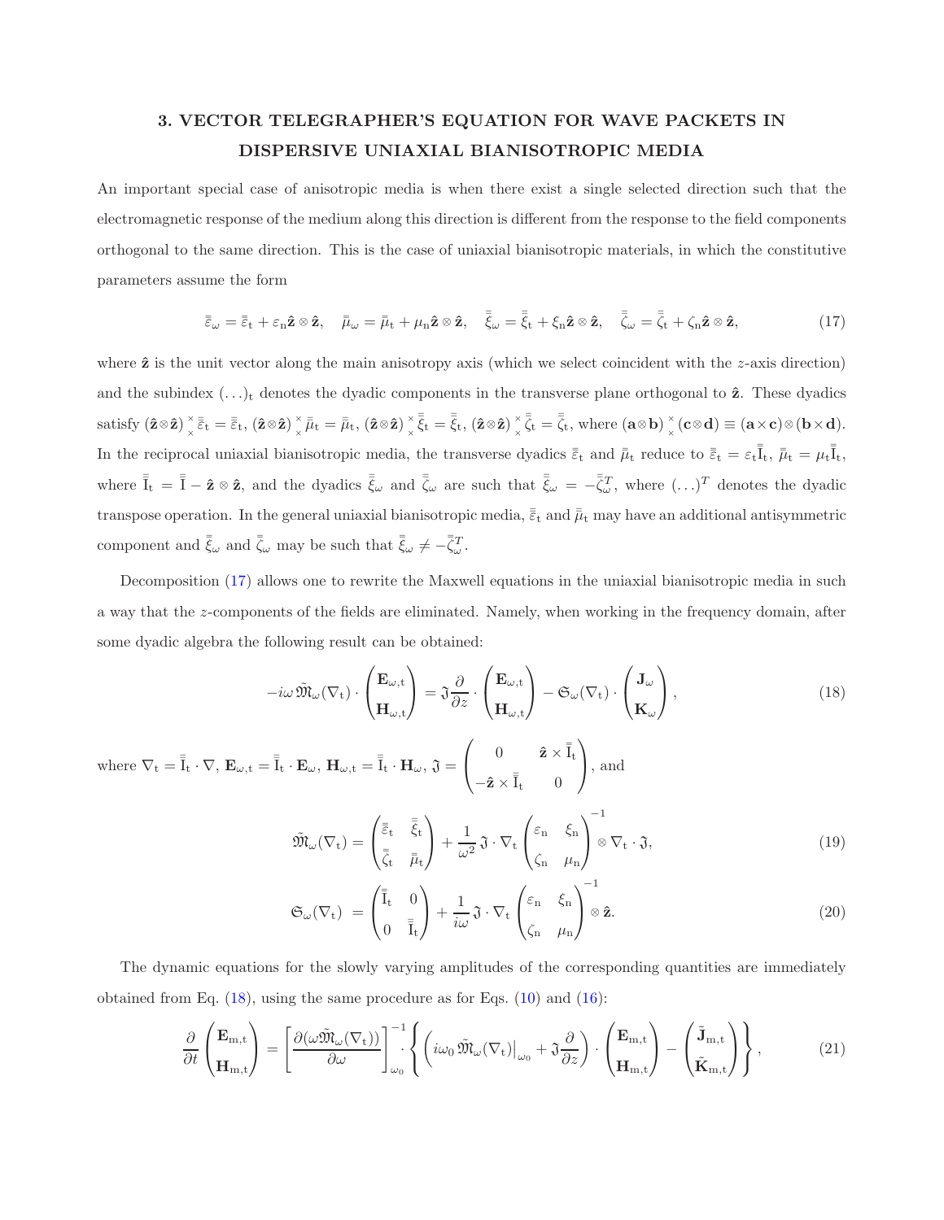## 3. VECTOR TELEGRAPHER'S EQUATION FOR WAVE PACKETS IN DISPERSIVE UNIAXIAL BIANISOTROPIC MEDIA

An important special case of anisotropic media is when there exist a single selected direction such that the electromagnetic response of the medium along this direction is different from the response to the field components orthogonal to the same direction. This is the case of uniaxial bianisotropic materials, in which the constitutive parameters assume the form

$$\bar{\bar{\varepsilon}}_\omega = \bar{\bar{\varepsilon}}_{\rm t} + \varepsilon_{\rm n}\hat{\mathbf{z}}\otimes\hat{\mathbf{z}}, \quad \bar{\bar{\mu}}_\omega = \bar{\bar{\mu}}_{\rm t} + \mu_{\rm n}\hat{\mathbf{z}}\otimes\hat{\mathbf{z}}, \quad \bar{\bar{\xi}}_\omega = \bar{\bar{\xi}}_{\rm t} + \xi_{\rm n}\hat{\mathbf{z}}\otimes\hat{\mathbf{z}}, \quad \bar{\bar{\zeta}}_\omega = \bar{\bar{\zeta}}_{\rm t} + \zeta_{\rm n}\hat{\mathbf{z}}\otimes\hat{\mathbf{z}}, \tag{17}$$

where $\hat{\mathbf{z}}$ is the unit vector along the main anisotropy axis (which we select coincident with the $z$-axis direction) and the subindex $(\ldots)_{\rm t}$ denotes the dyadic components in the transverse plane orthogonal to $\hat{\mathbf{z}}$. These dyadics satisfy $(\hat{\mathbf{z}}\otimes\hat{\mathbf{z}}){}^{\times}_{\times}\bar{\bar{\varepsilon}}_{\rm t} = \bar{\bar{\varepsilon}}_{\rm t}$, $(\hat{\mathbf{z}}\otimes\hat{\mathbf{z}}){}^{\times}_{\times}\bar{\bar{\mu}}_{\rm t} = \bar{\bar{\mu}}_{\rm t}$, $(\hat{\mathbf{z}}\otimes\hat{\mathbf{z}}){}^{\times}_{\times}\bar{\bar{\xi}}_{\rm t} = \bar{\bar{\xi}}_{\rm t}$, $(\hat{\mathbf{z}}\otimes\hat{\mathbf{z}}){}^{\times}_{\times}\bar{\bar{\zeta}}_{\rm t} = \bar{\bar{\zeta}}_{\rm t}$, where $(\mathbf{a}\otimes\mathbf{b}){}^{\times}_{\times}(\mathbf{c}\otimes\mathbf{d}) \equiv (\mathbf{a}\times\mathbf{c})\otimes(\mathbf{b}\times\mathbf{d})$. In the reciprocal uniaxial bianisotropic media, the transverse dyadics $\bar{\bar{\varepsilon}}_{\rm t}$ and $\bar{\bar{\mu}}_{\rm t}$ reduce to $\bar{\bar{\varepsilon}}_{\rm t} = \varepsilon_{\rm t}\bar{\bar{\rm I}}_{\rm t}$, $\bar{\bar{\mu}}_{\rm t} = \mu_{\rm t}\bar{\bar{\rm I}}_{\rm t}$, where $\bar{\bar{\rm I}}_{\rm t} = \bar{\bar{\rm I}} - \hat{\mathbf{z}}\otimes\hat{\mathbf{z}}$, and the dyadics $\bar{\bar{\xi}}_\omega$ and $\bar{\bar{\zeta}}_\omega$ are such that $\bar{\bar{\xi}}_\omega = -\bar{\bar{\zeta}}_\omega^T$, where $(\ldots)^T$ denotes the dyadic transpose operation. In the general uniaxial bianisotropic media, $\bar{\bar{\varepsilon}}_{\rm t}$ and $\bar{\bar{\mu}}_{\rm t}$ may have an additional antisymmetric component and $\bar{\bar{\xi}}_\omega$ and $\bar{\bar{\zeta}}_\omega$ may be such that $\bar{\bar{\xi}}_\omega \neq -\bar{\bar{\zeta}}_\omega^T$.

Decomposition (17) allows one to rewrite the Maxwell equations in the uniaxial bianisotropic media in such a way that the $z$-components of the fields are eliminated. Namely, when working in the frequency domain, after some dyadic algebra the following result can be obtained:

$$-i\omega\,\tilde{\mathfrak{M}}_\omega(\nabla_{\rm t})\cdot\begin{pmatrix}\mathbf{E}_{\omega,{\rm t}}\\ \mathbf{H}_{\omega,{\rm t}}\end{pmatrix} = \mathfrak{J}\frac{\partial}{\partial z}\cdot\begin{pmatrix}\mathbf{E}_{\omega,{\rm t}}\\ \mathbf{H}_{\omega,{\rm t}}\end{pmatrix} - \mathfrak{S}_\omega(\nabla_{\rm t})\cdot\begin{pmatrix}\mathbf{J}_\omega\\ \mathbf{K}_\omega\end{pmatrix}, \tag{18}$$

where $\nabla_{\rm t} = \bar{\bar{\rm I}}_{\rm t}\cdot\nabla$, $\mathbf{E}_{\omega,{\rm t}} = \bar{\bar{\rm I}}_{\rm t}\cdot\mathbf{E}_\omega$, $\mathbf{H}_{\omega,{\rm t}} = \bar{\bar{\rm I}}_{\rm t}\cdot\mathbf{H}_\omega$, $\mathfrak{J} = \begin{pmatrix}0 & \hat{\mathbf{z}}\times\bar{\bar{\rm I}}_{\rm t}\\ -\hat{\mathbf{z}}\times\bar{\bar{\rm I}}_{\rm t} & 0\end{pmatrix}$, and

$$\tilde{\mathfrak{M}}_\omega(\nabla_{\rm t}) = \begin{pmatrix}\bar{\bar{\varepsilon}}_{\rm t} & \bar{\bar{\xi}}_{\rm t}\\ \bar{\bar{\zeta}}_{\rm t} & \bar{\bar{\mu}}_{\rm t}\end{pmatrix} + \frac{1}{\omega^2}\,\mathfrak{J}\cdot\nabla_{\rm t}\begin{pmatrix}\varepsilon_{\rm n} & \xi_{\rm n}\\ \zeta_{\rm n} & \mu_{\rm n}\end{pmatrix}^{-1}\otimes\nabla_{\rm t}\cdot\mathfrak{J}, \tag{19}$$

$$\mathfrak{S}_\omega(\nabla_{\rm t}) = \begin{pmatrix}\bar{\bar{\rm I}}_{\rm t} & 0\\ 0 & \bar{\bar{\rm I}}_{\rm t}\end{pmatrix} + \frac{1}{i\omega}\,\mathfrak{J}\cdot\nabla_{\rm t}\begin{pmatrix}\varepsilon_{\rm n} & \xi_{\rm n}\\ \zeta_{\rm n} & \mu_{\rm n}\end{pmatrix}^{-1}\otimes\hat{\mathbf{z}}. \tag{20}$$

The dynamic equations for the slowly varying amplitudes of the corresponding quantities are immediately obtained from Eq. (18), using the same procedure as for Eqs. (10) and (16):

$$\frac{\partial}{\partial t}\begin{pmatrix}\mathbf{E}_{\rm m,t}\\ \mathbf{H}_{\rm m,t}\end{pmatrix} = \left[\frac{\partial(\omega\tilde{\mathfrak{M}}_\omega(\nabla_{\rm t}))}{\partial\omega}\right]^{-1}_{\omega_0}\cdot\left\{\left(i\omega_0\,\tilde{\mathfrak{M}}_\omega(\nabla_{\rm t})\big|_{\omega_0} + \mathfrak{J}\frac{\partial}{\partial z}\right)\cdot\begin{pmatrix}\mathbf{E}_{\rm m,t}\\ \mathbf{H}_{\rm m,t}\end{pmatrix} - \begin{pmatrix}\tilde{\mathbf{J}}_{\rm m,t}\\ \tilde{\mathbf{K}}_{\rm m,t}\end{pmatrix}\right\}, \tag{21}$$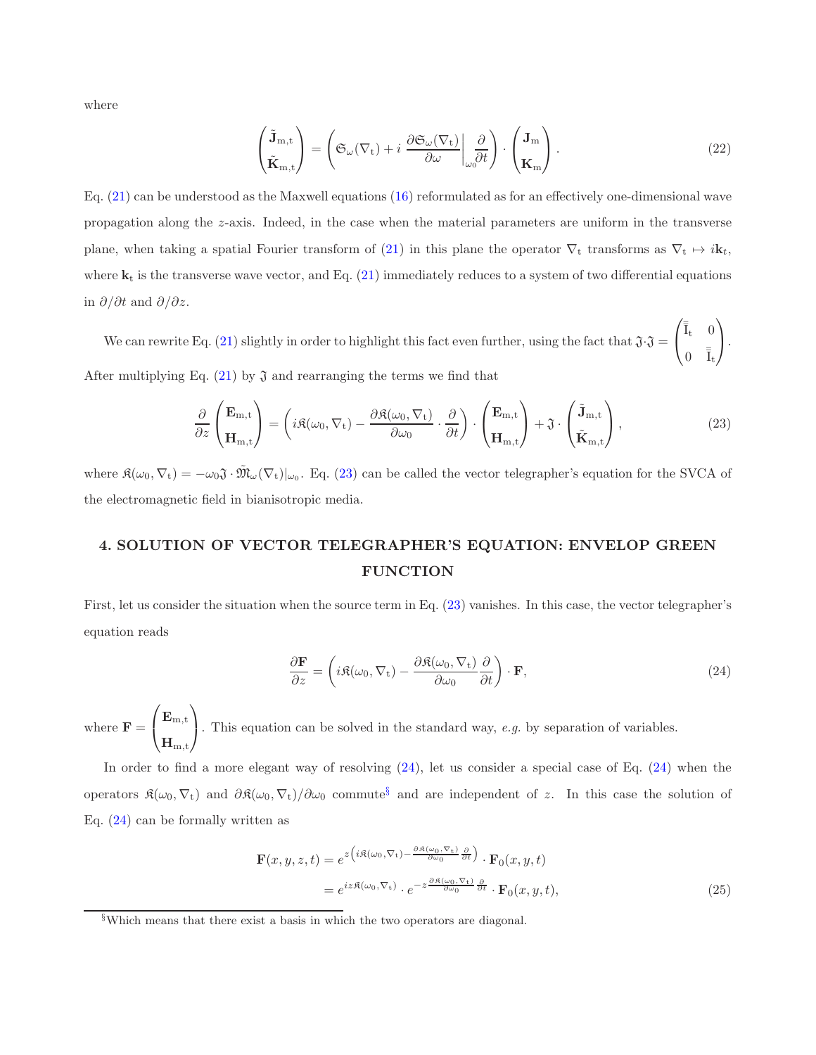where

$$
\begin{pmatrix} \tilde{\mathbf{J}}_{\mathrm{m,t}} \\ \tilde{\mathbf{K}}_{\mathrm{m,t}} \end{pmatrix} = \left( \mathfrak{S}_{\omega}(\nabla_{\mathrm{t}}) + i \left. \frac{\partial \mathfrak{S}_{\omega}(\nabla_{\mathrm{t}})}{\partial \omega} \right|_{\omega_0} \frac{\partial}{\partial t} \right) \cdot \begin{pmatrix} \mathbf{J}_{\mathrm{m}} \\ \mathbf{K}_{\mathrm{m}} \end{pmatrix}. \tag{22}
$$

Eq. (21) can be understood as the Maxwell equations (16) reformulated as for an effectively one-dimensional wave propagation along the $z$-axis. Indeed, in the case when the material parameters are uniform in the transverse plane, when taking a spatial Fourier transform of (21) in this plane the operator $\nabla_{\mathrm{t}}$ transforms as $\nabla_{\mathrm{t}} \mapsto i\mathbf{k}_t$, where $\mathbf{k}_{\mathrm{t}}$ is the transverse wave vector, and Eq. (21) immediately reduces to a system of two differential equations in $\partial/\partial t$ and $\partial/\partial z$.

We can rewrite Eq. (21) slightly in order to highlight this fact even further, using the fact that $\mathfrak{J}\cdot\mathfrak{J} = \begin{pmatrix} \bar{\bar{\mathrm{I}}}_{\mathrm{t}} & 0 \\ 0 & \bar{\bar{\mathrm{I}}}_{\mathrm{t}} \end{pmatrix}$. After multiplying Eq. (21) by $\mathfrak{J}$ and rearranging the terms we find that

$$
\frac{\partial}{\partial z} \begin{pmatrix} \mathbf{E}_{\mathrm{m,t}} \\ \mathbf{H}_{\mathrm{m,t}} \end{pmatrix} = \left( i\mathfrak{K}(\omega_0, \nabla_{\mathrm{t}}) - \frac{\partial \mathfrak{K}(\omega_0, \nabla_{\mathrm{t}})}{\partial \omega_0} \cdot \frac{\partial}{\partial t} \right) \cdot \begin{pmatrix} \mathbf{E}_{\mathrm{m,t}} \\ \mathbf{H}_{\mathrm{m,t}} \end{pmatrix} + \mathfrak{J} \cdot \begin{pmatrix} \tilde{\mathbf{J}}_{\mathrm{m,t}} \\ \tilde{\mathbf{K}}_{\mathrm{m,t}} \end{pmatrix}, \tag{23}
$$

where $\mathfrak{K}(\omega_0, \nabla_{\mathrm{t}}) = -\omega_0 \mathfrak{J} \cdot \tilde{\mathfrak{M}}_{\omega}(\nabla_{\mathrm{t}})|_{\omega_0}$. Eq. (23) can be called the vector telegrapher's equation for the SVCA of the electromagnetic field in bianisotropic media.

## 4. SOLUTION OF VECTOR TELEGRAPHER'S EQUATION: ENVELOP GREEN FUNCTION

First, let us consider the situation when the source term in Eq. (23) vanishes. In this case, the vector telegrapher's equation reads

$$
\frac{\partial \mathbf{F}}{\partial z} = \left( i\mathfrak{K}(\omega_0, \nabla_{\mathrm{t}}) - \frac{\partial \mathfrak{K}(\omega_0, \nabla_{\mathrm{t}})}{\partial \omega_0} \frac{\partial}{\partial t} \right) \cdot \mathbf{F}, \tag{24}
$$

where $\mathbf{F} = \begin{pmatrix} \mathbf{E}_{\mathrm{m,t}} \\ \mathbf{H}_{\mathrm{m,t}} \end{pmatrix}$. This equation can be solved in the standard way, *e.g.* by separation of variables.

In order to find a more elegant way of resolving (24), let us consider a special case of Eq. (24) when the operators $\mathfrak{K}(\omega_0, \nabla_{\mathrm{t}})$ and $\partial \mathfrak{K}(\omega_0, \nabla_{\mathrm{t}})/\partial \omega_0$ commute[§] and are independent of $z$. In this case the solution of Eq. (24) can be formally written as

$$
\begin{aligned}
\mathbf{F}(x, y, z, t) &= e^{z\left(i\mathfrak{K}(\omega_0, \nabla_{\mathrm{t}}) - \frac{\partial \mathfrak{K}(\omega_0, \nabla_{\mathrm{t}})}{\partial \omega_0} \frac{\partial}{\partial t}\right)} \cdot \mathbf{F}_0(x, y, t) \\
&= e^{iz\mathfrak{K}(\omega_0, \nabla_{\mathrm{t}})} \cdot e^{-z \frac{\partial \mathfrak{K}(\omega_0, \nabla_{\mathrm{t}})}{\partial \omega_0} \frac{\partial}{\partial t}} \cdot \mathbf{F}_0(x, y, t),
\end{aligned} \tag{25}
$$

[§] Which means that there exist a basis in which the two operators are diagonal.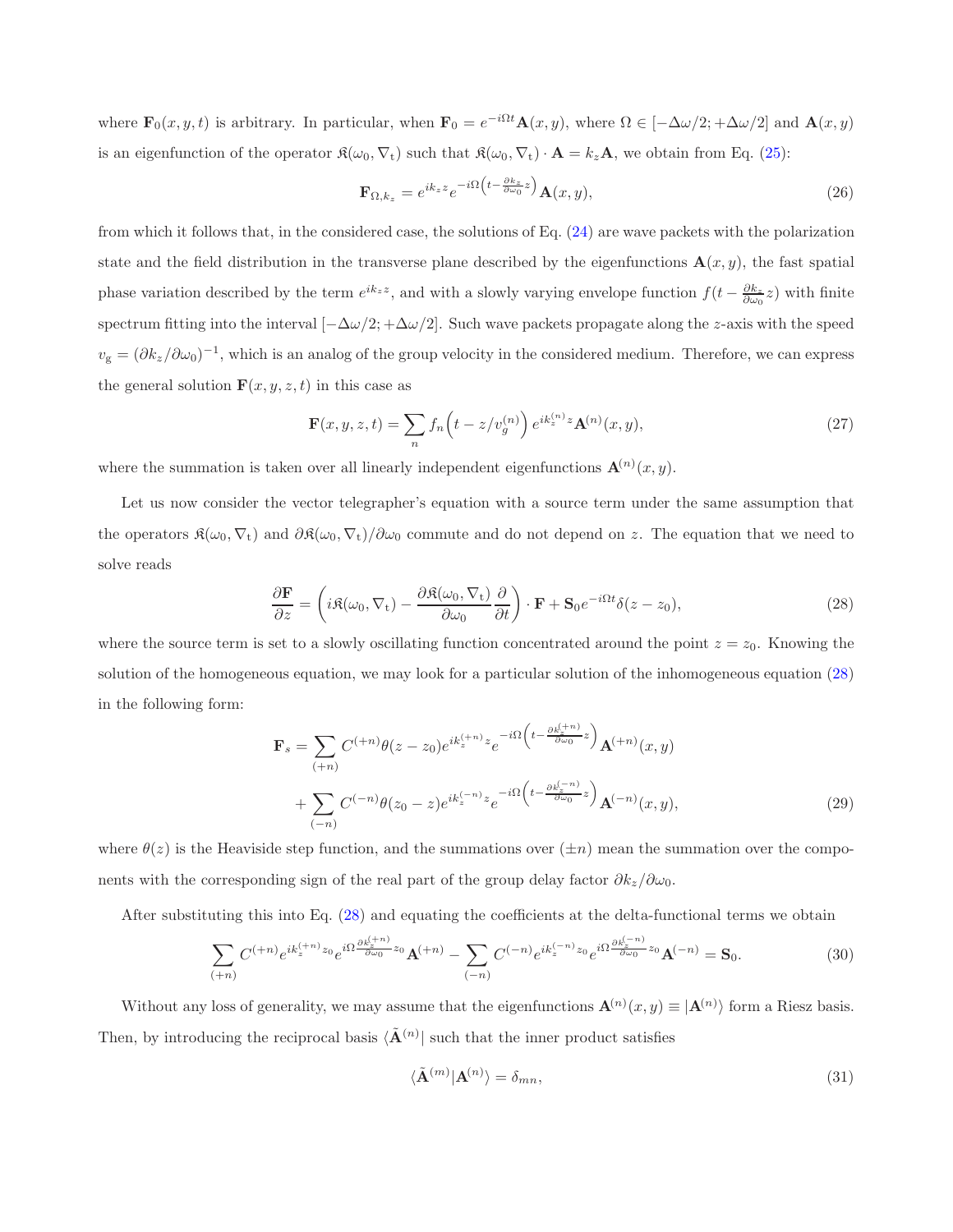where $\mathbf{F}_0(x, y, t)$ is arbitrary. In particular, when $\mathbf{F}_0 = e^{-i\Omega t}\mathbf{A}(x, y)$, where $\Omega \in [-\Delta\omega/2; +\Delta\omega/2]$ and $\mathbf{A}(x, y)$ is an eigenfunction of the operator $\mathfrak{K}(\omega_0, \nabla_\mathrm{t})$ such that $\mathfrak{K}(\omega_0, \nabla_\mathrm{t}) \cdot \mathbf{A} = k_z\mathbf{A}$, we obtain from Eq. (25):

$$\mathbf{F}_{\Omega,k_z} = e^{ik_z z} e^{-i\Omega\left(t - \frac{\partial k_z}{\partial \omega_0} z\right)} \mathbf{A}(x, y), \tag{26}$$

from which it follows that, in the considered case, the solutions of Eq. (24) are wave packets with the polarization state and the field distribution in the transverse plane described by the eigenfunctions $\mathbf{A}(x, y)$, the fast spatial phase variation described by the term $e^{ik_z z}$, and with a slowly varying envelope function $f(t - \frac{\partial k_z}{\partial \omega_0} z)$ with finite spectrum fitting into the interval $[-\Delta\omega/2; +\Delta\omega/2]$. Such wave packets propagate along the $z$-axis with the speed $v_\mathrm{g} = (\partial k_z/\partial\omega_0)^{-1}$, which is an analog of the group velocity in the considered medium. Therefore, we can express the general solution $\mathbf{F}(x, y, z, t)$ in this case as

$$\mathbf{F}(x, y, z, t) = \sum_n f_n\Big(t - z/v_g^{(n)}\Big)\, e^{ik_z^{(n)} z} \mathbf{A}^{(n)}(x, y), \tag{27}$$

where the summation is taken over all linearly independent eigenfunctions $\mathbf{A}^{(n)}(x, y)$.

Let us now consider the vector telegrapher's equation with a source term under the same assumption that the operators $\mathfrak{K}(\omega_0, \nabla_\mathrm{t})$ and $\partial\mathfrak{K}(\omega_0, \nabla_\mathrm{t})/\partial\omega_0$ commute and do not depend on $z$. The equation that we need to solve reads

$$\frac{\partial \mathbf{F}}{\partial z} = \left(i\mathfrak{K}(\omega_0, \nabla_\mathrm{t}) - \frac{\partial \mathfrak{K}(\omega_0, \nabla_\mathrm{t})}{\partial \omega_0}\frac{\partial}{\partial t}\right) \cdot \mathbf{F} + \mathbf{S}_0 e^{-i\Omega t}\delta(z - z_0), \tag{28}$$

where the source term is set to a slowly oscillating function concentrated around the point $z = z_0$. Knowing the solution of the homogeneous equation, we may look for a particular solution of the inhomogeneous equation (28) in the following form:

$$\begin{aligned}\mathbf{F}_s = &\sum_{(+n)} C^{(+n)}\theta(z - z_0) e^{ik_z^{(+n)} z} e^{-i\Omega\left(t - \frac{\partial k_z^{(+n)}}{\partial\omega_0} z\right)} \mathbf{A}^{(+n)}(x, y) \\ &+ \sum_{(-n)} C^{(-n)}\theta(z_0 - z) e^{ik_z^{(-n)} z} e^{-i\Omega\left(t - \frac{\partial k_z^{(-n)}}{\partial\omega_0} z\right)} \mathbf{A}^{(-n)}(x, y),\end{aligned} \tag{29}$$

where $\theta(z)$ is the Heaviside step function, and the summations over $(\pm n)$ mean the summation over the components with the corresponding sign of the real part of the group delay factor $\partial k_z/\partial\omega_0$.

After substituting this into Eq. (28) and equating the coefficients at the delta-functional terms we obtain

$$\sum_{(+n)} C^{(+n)} e^{ik_z^{(+n)} z_0} e^{i\Omega \frac{\partial k_z^{(+n)}}{\partial\omega_0} z_0} \mathbf{A}^{(+n)} - \sum_{(-n)} C^{(-n)} e^{ik_z^{(-n)} z_0} e^{i\Omega \frac{\partial k_z^{(-n)}}{\partial\omega_0} z_0} \mathbf{A}^{(-n)} = \mathbf{S}_0. \tag{30}$$

Without any loss of generality, we may assume that the eigenfunctions $\mathbf{A}^{(n)}(x, y) \equiv |\mathbf{A}^{(n)}\rangle$ form a Riesz basis. Then, by introducing the reciprocal basis $\langle\tilde{\mathbf{A}}^{(n)}|$ such that the inner product satisfies

$$\langle\tilde{\mathbf{A}}^{(m)}|\mathbf{A}^{(n)}\rangle = \delta_{mn}, \tag{31}$$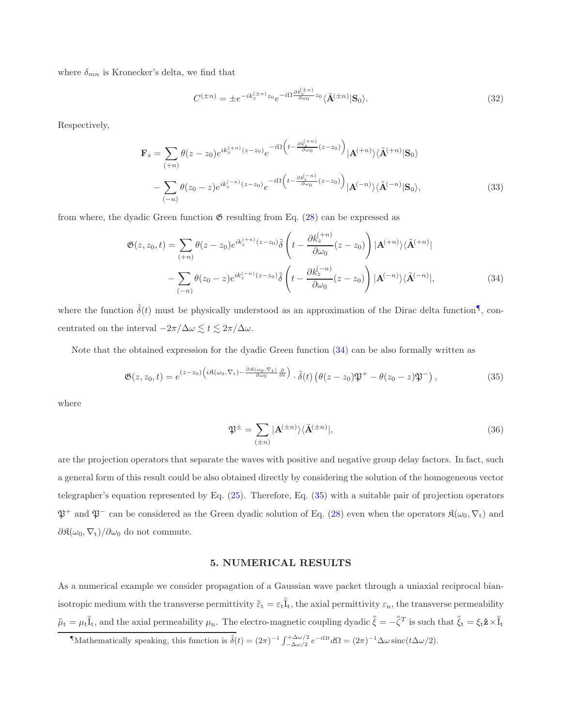where $\delta_{mn}$ is Kronecker's delta, we find that

$$C^{(\pm n)} = \pm e^{-ik_z^{(\pm n)}z_0} e^{-i\Omega \frac{\partial k_z^{(\pm n)}}{\partial \omega_0} z_0} \langle \tilde{\mathbf{A}}^{(\pm n)} | \mathbf{S}_0 \rangle. \tag{32}$$

Respectively,

$$\begin{aligned}
\mathbf{F}_s = & \sum_{(+n)} \theta(z - z_0) e^{ik_z^{(+n)}(z - z_0)} e^{-i\Omega\left(t - \frac{\partial k_z^{(+n)}}{\partial \omega_0}(z - z_0)\right)} |\mathbf{A}^{(+n)}\rangle \langle \tilde{\mathbf{A}}^{(+n)} | \mathbf{S}_0 \rangle \\
& - \sum_{(-n)} \theta(z_0 - z) e^{ik_z^{(-n)}(z - z_0)} e^{-i\Omega\left(t - \frac{\partial k_z^{(-n)}}{\partial \omega_0}(z - z_0)\right)} |\mathbf{A}^{(-n)}\rangle \langle \tilde{\mathbf{A}}^{(-n)} | \mathbf{S}_0 \rangle,
\end{aligned} \tag{33}$$

from where, the dyadic Green function $\mathfrak{G}$ resulting from Eq. (28) can be expressed as

$$\begin{aligned}
\mathfrak{G}(z, z_0, t) = & \sum_{(+n)} \theta(z - z_0) e^{ik_z^{(+n)}(z - z_0)} \tilde{\delta}\left(t - \frac{\partial k_z^{(+n)}}{\partial \omega_0}(z - z_0)\right) |\mathbf{A}^{(+n)}\rangle \langle \tilde{\mathbf{A}}^{(+n)}| \\
& - \sum_{(-n)} \theta(z_0 - z) e^{ik_z^{(-n)}(z - z_0)} \tilde{\delta}\left(t - \frac{\partial k_z^{(-n)}}{\partial \omega_0}(z - z_0)\right) |\mathbf{A}^{(-n)}\rangle \langle \tilde{\mathbf{A}}^{(-n)}|,
\end{aligned} \tag{34}$$

where the function $\tilde{\delta}(t)$ must be physically understood as an approximation of the Dirac delta function[¶], concentrated on the interval $-2\pi/\Delta\omega \lesssim t \lesssim 2\pi/\Delta\omega$.

Note that the obtained expression for the dyadic Green function (34) can be also formally written as

$$\mathfrak{G}(z, z_0, t) = e^{(z - z_0)\left(i\mathfrak{K}(\omega_0, \nabla_t) - \frac{\partial \mathfrak{K}(\omega_0, \nabla_t)}{\partial \omega_0} \frac{\partial}{\partial t}\right)} \cdot \tilde{\delta}(t) \left(\theta(z - z_0)\mathfrak{P}^+ - \theta(z_0 - z)\mathfrak{P}^-\right), \tag{35}$$

where

$$\mathfrak{P}^{\pm} = \sum_{(\pm n)} |\mathbf{A}^{(\pm n)}\rangle \langle \tilde{\mathbf{A}}^{(\pm n)}|, \tag{36}$$

are the projection operators that separate the waves with positive and negative group delay factors. In fact, such a general form of this result could be also obtained directly by considering the solution of the homogeneous vector telegrapher's equation represented by Eq. (25). Therefore, Eq. (35) with a suitable pair of projection operators $\mathfrak{P}^+$ and $\mathfrak{P}^-$ can be considered as the Green dyadic solution of Eq. (28) even when the operators $\mathfrak{K}(\omega_0, \nabla_t)$ and $\partial \mathfrak{K}(\omega_0, \nabla_t)/\partial \omega_0$ do not commute.

## 5. NUMERICAL RESULTS

As a numerical example we consider propagation of a Gaussian wave packet through a uniaxial reciprocal bianisotropic medium with the transverse permittivity $\bar{\bar{\varepsilon}}_t = \varepsilon_t \bar{\bar{\mathrm{I}}}_t$, the axial permittivity $\varepsilon_n$, the transverse permeability $\bar{\bar{\mu}}_t = \mu_t \bar{\bar{\mathrm{I}}}_t$, and the axial permeability $\mu_n$. The electro-magnetic coupling dyadic $\bar{\bar{\xi}} = -\bar{\bar{\zeta}}^T$ is such that $\bar{\bar{\xi}}_t = \xi_t \hat{\mathbf{z}} \times \bar{\bar{\mathrm{I}}}_t$

¶Mathematically speaking, this function is $\tilde{\delta}(t) = (2\pi)^{-1} \int_{-\Delta\omega/2}^{+\Delta\omega/2} e^{-i\Omega t} d\Omega = (2\pi)^{-1} \Delta\omega \, \mathrm{sinc}(t\Delta\omega/2)$.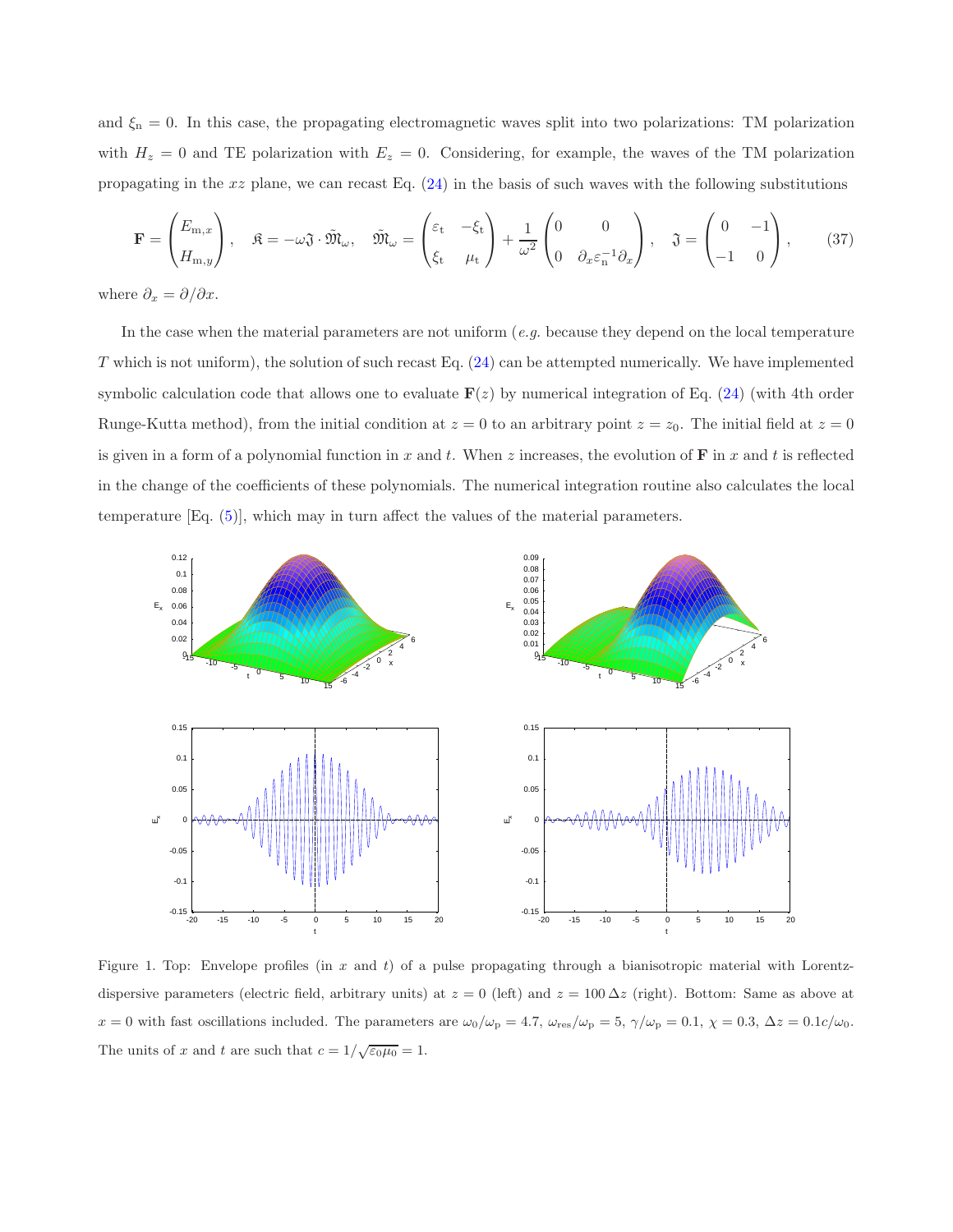and $\xi_{\rm n} = 0$. In this case, the propagating electromagnetic waves split into two polarizations: TM polarization with $H_z = 0$ and TE polarization with $E_z = 0$. Considering, for example, the waves of the TM polarization propagating in the $xz$ plane, we can recast Eq. (24) in the basis of such waves with the following substitutions

$$\mathbf{F} = \begin{pmatrix} E_{\rm m,x} \\ H_{\rm m,y} \end{pmatrix}, \quad \mathfrak{K} = -\omega \mathfrak{J} \cdot \tilde{\mathfrak{M}}_\omega, \quad \tilde{\mathfrak{M}}_\omega = \begin{pmatrix} \varepsilon_{\rm t} & -\xi_{\rm t} \\ \xi_{\rm t} & \mu_{\rm t} \end{pmatrix} + \frac{1}{\omega^2} \begin{pmatrix} 0 & 0 \\ 0 & \partial_x \varepsilon_{\rm n}^{-1} \partial_x \end{pmatrix}, \quad \mathfrak{J} = \begin{pmatrix} 0 & -1 \\ -1 & 0 \end{pmatrix}, \tag{37}$$

where $\partial_x = \partial/\partial x$.

In the case when the material parameters are not uniform (*e.g.* because they depend on the local temperature $T$ which is not uniform), the solution of such recast Eq. (24) can be attempted numerically. We have implemented symbolic calculation code that allows one to evaluate $\mathbf{F}(z)$ by numerical integration of Eq. (24) (with 4th order Runge-Kutta method), from the initial condition at $z = 0$ to an arbitrary point $z = z_0$. The initial field at $z = 0$ is given in a form of a polynomial function in $x$ and $t$. When $z$ increases, the evolution of $\mathbf{F}$ in $x$ and $t$ is reflected in the change of the coefficients of these polynomials. The numerical integration routine also calculates the local temperature [Eq. (5)], which may in turn affect the values of the material parameters.

Figure 1. Top: Envelope profiles (in $x$ and $t$) of a pulse propagating through a bianisotropic material with Lorentz-dispersive parameters (electric field, arbitrary units) at $z = 0$ (left) and $z = 100\,\Delta z$ (right). Bottom: Same as above at $x = 0$ with fast oscillations included. The parameters are $\omega_0/\omega_{\rm p} = 4.7$, $\omega_{\rm res}/\omega_{\rm p} = 5$, $\gamma/\omega_{\rm p} = 0.1$, $\chi = 0.3$, $\Delta z = 0.1c/\omega_0$. The units of $x$ and $t$ are such that $c = 1/\sqrt{\varepsilon_0 \mu_0} = 1$.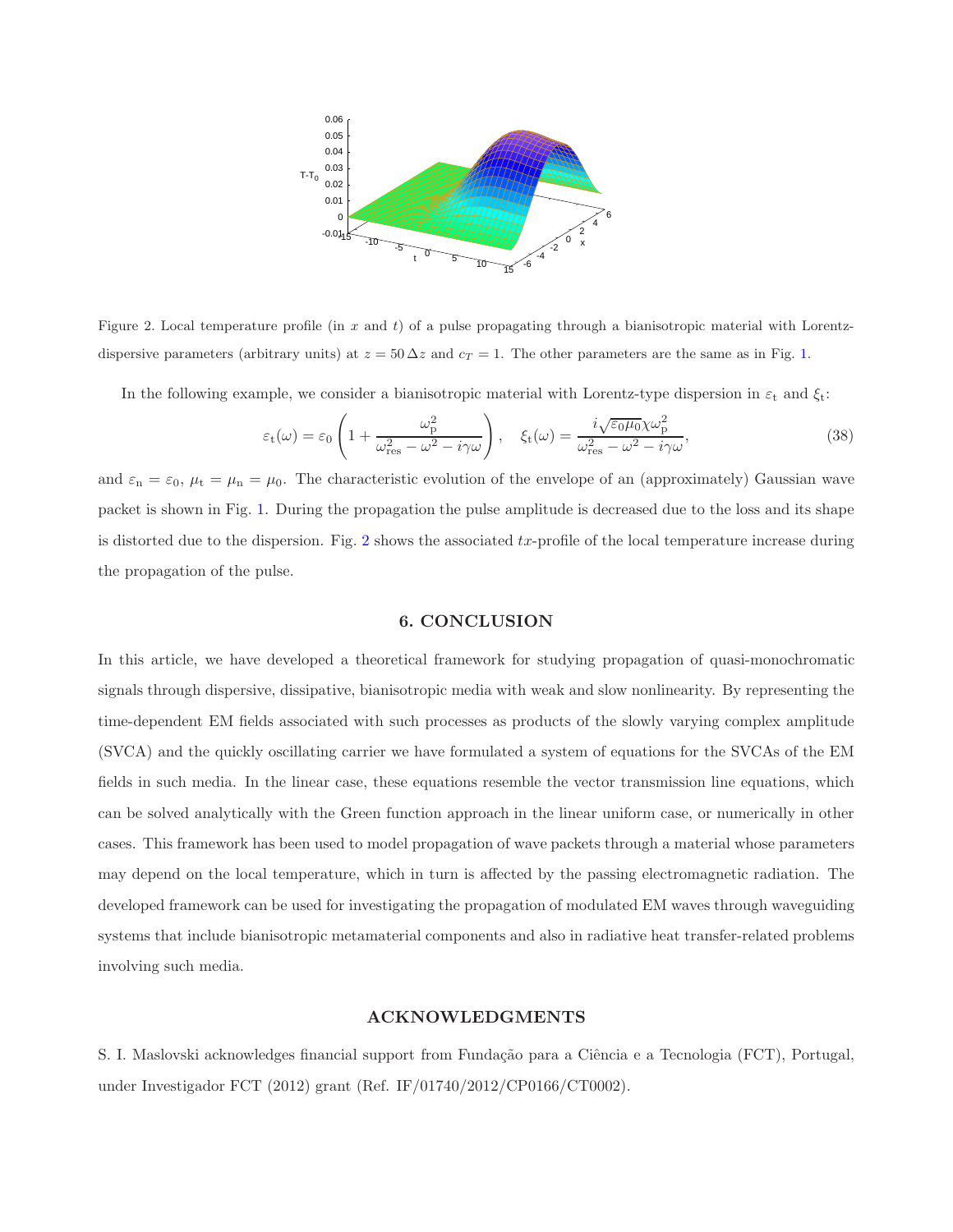Figure 2. Local temperature profile (in $x$ and $t$) of a pulse propagating through a bianisotropic material with Lorentz-dispersive parameters (arbitrary units) at $z = 50\,\Delta z$ and $c_T = 1$. The other parameters are the same as in Fig. 1.

In the following example, we consider a bianisotropic material with Lorentz-type dispersion in $\varepsilon_{\rm t}$ and $\xi_{\rm t}$:

$$\varepsilon_{\rm t}(\omega) = \varepsilon_0 \left(1 + \frac{\omega_{\rm p}^2}{\omega_{\rm res}^2 - \omega^2 - i\gamma\omega}\right), \quad \xi_{\rm t}(\omega) = \frac{i\sqrt{\varepsilon_0\mu_0}\chi\omega_{\rm p}^2}{\omega_{\rm res}^2 - \omega^2 - i\gamma\omega}, \tag{38}$$

and $\varepsilon_{\rm n} = \varepsilon_0$, $\mu_{\rm t} = \mu_{\rm n} = \mu_0$. The characteristic evolution of the envelope of an (approximately) Gaussian wave packet is shown in Fig. 1. During the propagation the pulse amplitude is decreased due to the loss and its shape is distorted due to the dispersion. Fig. 2 shows the associated $tx$-profile of the local temperature increase during the propagation of the pulse.

## 6. CONCLUSION

In this article, we have developed a theoretical framework for studying propagation of quasi-monochromatic signals through dispersive, dissipative, bianisotropic media with weak and slow nonlinearity. By representing the time-dependent EM fields associated with such processes as products of the slowly varying complex amplitude (SVCA) and the quickly oscillating carrier we have formulated a system of equations for the SVCAs of the EM fields in such media. In the linear case, these equations resemble the vector transmission line equations, which can be solved analytically with the Green function approach in the linear uniform case, or numerically in other cases. This framework has been used to model propagation of wave packets through a material whose parameters may depend on the local temperature, which in turn is affected by the passing electromagnetic radiation. The developed framework can be used for investigating the propagation of modulated EM waves through waveguiding systems that include bianisotropic metamaterial components and also in radiative heat transfer-related problems involving such media.

## ACKNOWLEDGMENTS

S. I. Maslovski acknowledges financial support from Fundação para a Ciência e a Tecnologia (FCT), Portugal, under Investigador FCT (2012) grant (Ref. IF/01740/2012/CP0166/CT0002).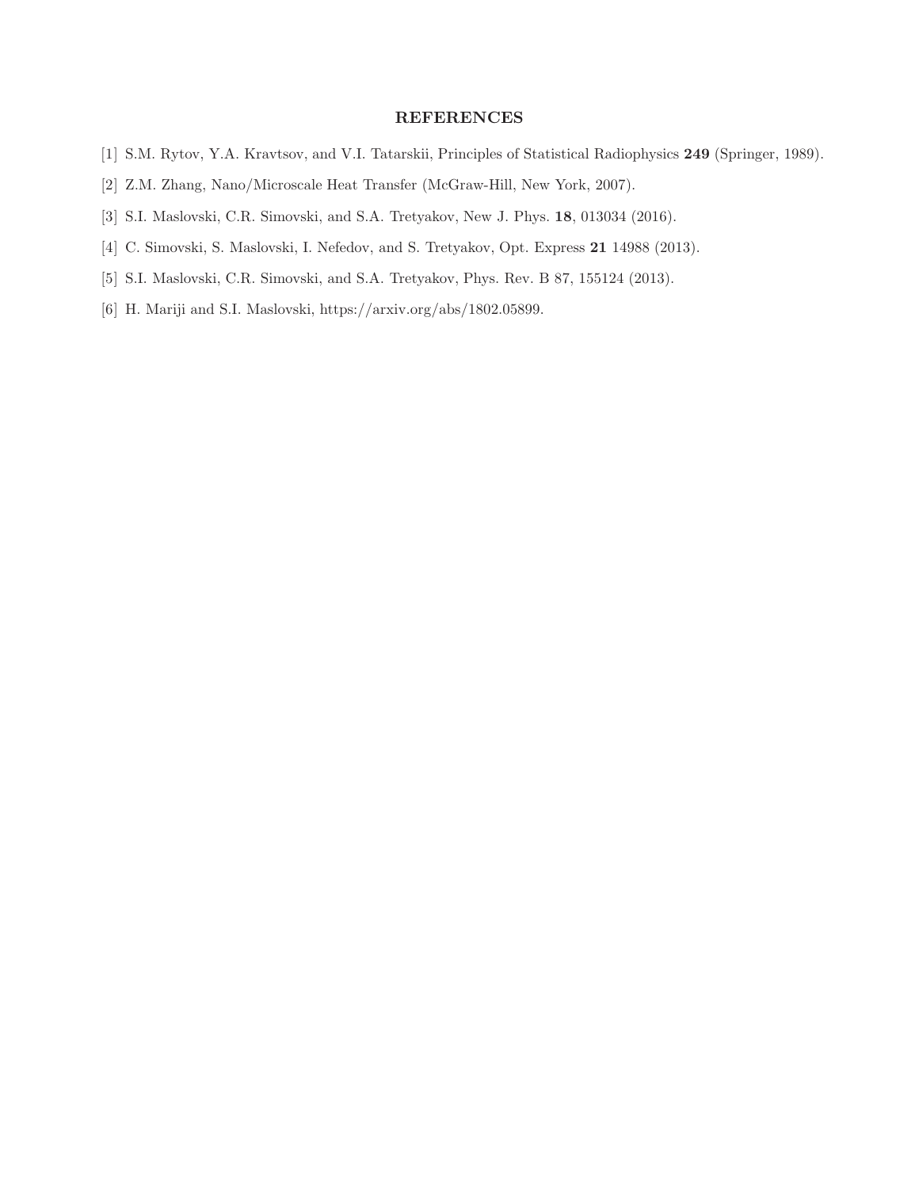## REFERENCES

[1] S.M. Rytov, Y.A. Kravtsov, and V.I. Tatarskii, Principles of Statistical Radiophysics **249** (Springer, 1989).

[2] Z.M. Zhang, Nano/Microscale Heat Transfer (McGraw-Hill, New York, 2007).

[3] S.I. Maslovski, C.R. Simovski, and S.A. Tretyakov, New J. Phys. **18**, 013034 (2016).

[4] C. Simovski, S. Maslovski, I. Nefedov, and S. Tretyakov, Opt. Express **21** 14988 (2013).

[5] S.I. Maslovski, C.R. Simovski, and S.A. Tretyakov, Phys. Rev. B 87, 155124 (2013).

[6] H. Mariji and S.I. Maslovski, https://arxiv.org/abs/1802.05899.